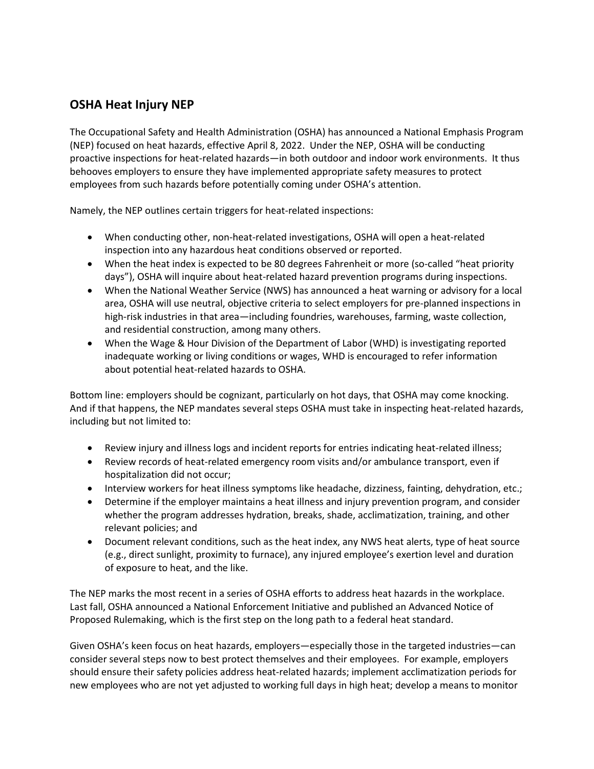## OSHA Heat Injury NEP

The Occupational Safety and Health Administration (OSHA) has announced a National Emphasis Program (NEP) focused on heat hazards, effective April 8, 2022. Under the NEP, OSHA will be conducting proactive inspections for heat-related hazards—in both outdoor and indoor work environments. It thus behooves employers to ensure they have implemented appropriate safety measures to protect employees from such hazards before potentially coming under OSHA's attention.

Namely, the NEP outlines certain triggers for heat-related inspections:

- When conducting other, non-heat-related investigations, OSHA will open a heat-related inspection into any hazardous heat conditions observed or reported.
- When the heat index is expected to be 80 degrees Fahrenheit or more (so-called "heat priority days"), OSHA will inquire about heat-related hazard prevention programs during inspections.
- When the National Weather Service (NWS) has announced a heat warning or advisory for a local area, OSHA will use neutral, objective criteria to select employers for pre-planned inspections in high-risk industries in that area—including foundries, warehouses, farming, waste collection, and residential construction, among many others.
- When the Wage & Hour Division of the Department of Labor (WHD) is investigating reported inadequate working or living conditions or wages, WHD is encouraged to refer information about potential heat-related hazards to OSHA.

Bottom line: employers should be cognizant, particularly on hot days, that OSHA may come knocking. And if that happens, the NEP mandates several steps OSHA must take in inspecting heat-related hazards, including but not limited to:

- Review injury and illness logs and incident reports for entries indicating heat-related illness;
- Review records of heat-related emergency room visits and/or ambulance transport, even if hospitalization did not occur;
- Interview workers for heat illness symptoms like headache, dizziness, fainting, dehydration, etc.;
- Determine if the employer maintains a heat illness and injury prevention program, and consider whether the program addresses hydration, breaks, shade, acclimatization, training, and other relevant policies; and
- Document relevant conditions, such as the heat index, any NWS heat alerts, type of heat source (e.g., direct sunlight, proximity to furnace), any injured employee's exertion level and duration of exposure to heat, and the like.

The NEP marks the most recent in a series of OSHA efforts to address heat hazards in the workplace. Last fall, OSHA announced a National Enforcement Initiative and published an Advanced Notice of Proposed Rulemaking, which is the first step on the long path to a federal heat standard.

Given OSHA's keen focus on heat hazards, employers—especially those in the targeted industries—can consider several steps now to best protect themselves and their employees. For example, employers should ensure their safety policies address heat-related hazards; implement acclimatization periods for new employees who are not yet adjusted to working full days in high heat; develop a means to monitor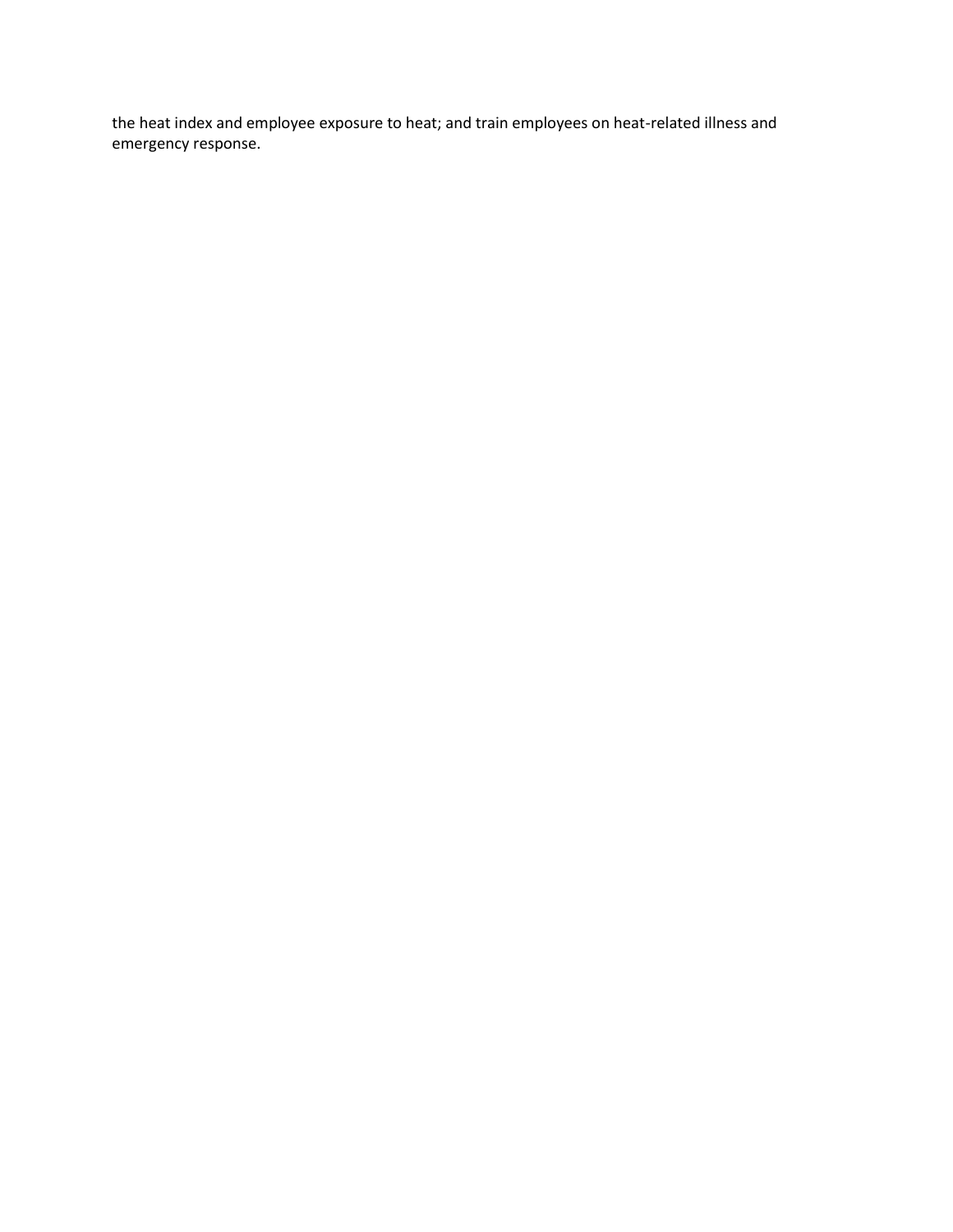the heat index and employee exposure to heat; and train employees on heat-related illness and emergency response.